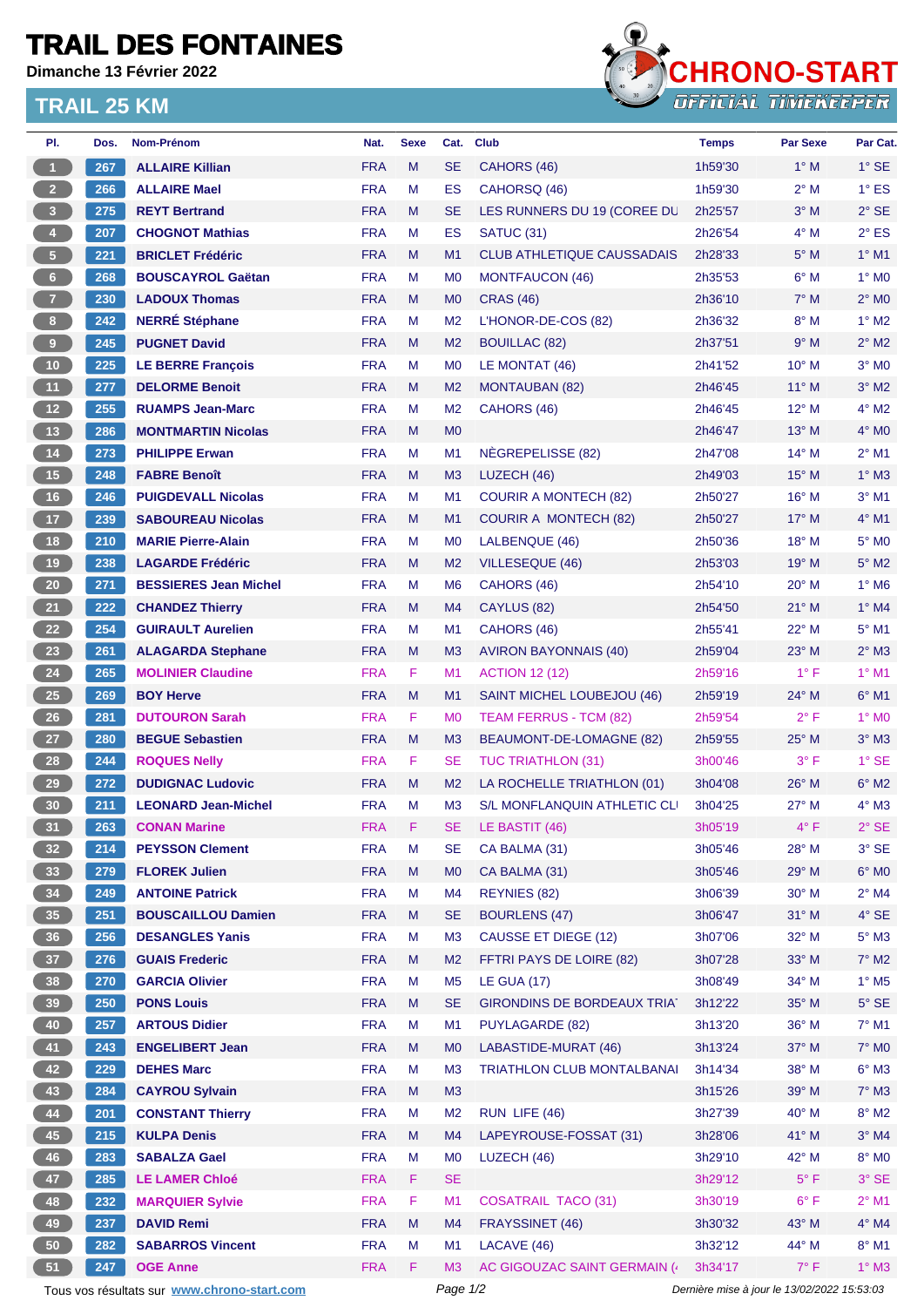# TRAIL DES FONTAINES

**Dimanche 13 Février 2022**

## TRAIL 25 KM

CHRONO-START
OFFICIAL TIMEKEEPER

| Pl. | Dos. | Nom-Prénom | Nat. | Sexe | Cat. | Club | Temps | Par Sexe | Par Cat. |
|---|---|---|---|---|---|---|---|---|---|
| 1 | 267 | **ALLAIRE Killian** | FRA | M | SE | CAHORS (46) | 1h59'30 | 1° M | 1° SE |
| 2 | 266 | **ALLAIRE Mael** | FRA | M | ES | CAHORSQ (46) | 1h59'30 | 2° M | 1° ES |
| 3 | 275 | **REYT Bertrand** | FRA | M | SE | LES RUNNERS DU 19 (COREE DU | 2h25'57 | 3° M | 2° SE |
| 4 | 207 | **CHOGNOT Mathias** | FRA | M | ES | SATUC (31) | 2h26'54 | 4° M | 2° ES |
| 5 | 221 | **BRICLET Frédéric** | FRA | M | M1 | CLUB ATHLETIQUE CAUSSADAIS | 2h28'33 | 5° M | 1° M1 |
| 6 | 268 | **BOUSCAYROL Gaëtan** | FRA | M | M0 | MONTFAUCON (46) | 2h35'53 | 6° M | 1° M0 |
| 7 | 230 | **LADOUX Thomas** | FRA | M | M0 | CRAS (46) | 2h36'10 | 7° M | 2° M0 |
| 8 | 242 | **NERRÉ Stéphane** | FRA | M | M2 | L'HONOR-DE-COS (82) | 2h36'32 | 8° M | 1° M2 |
| 9 | 245 | **PUGNET David** | FRA | M | M2 | BOUILLAC (82) | 2h37'51 | 9° M | 2° M2 |
| 10 | 225 | **LE BERRE François** | FRA | M | M0 | LE MONTAT (46) | 2h41'52 | 10° M | 3° M0 |
| 11 | 277 | **DELORME Benoit** | FRA | M | M2 | MONTAUBAN (82) | 2h46'45 | 11° M | 3° M2 |
| 12 | 255 | **RUAMPS Jean-Marc** | FRA | M | M2 | CAHORS (46) | 2h46'45 | 12° M | 4° M2 |
| 13 | 286 | **MONTMARTIN Nicolas** | FRA | M | M0 | | 2h46'47 | 13° M | 4° M0 |
| 14 | 273 | **PHILIPPE Erwan** | FRA | M | M1 | NÈGREPELISSE (82) | 2h47'08 | 14° M | 2° M1 |
| 15 | 248 | **FABRE Benoît** | FRA | M | M3 | LUZECH (46) | 2h49'03 | 15° M | 1° M3 |
| 16 | 246 | **PUIGDEVALL Nicolas** | FRA | M | M1 | COURIR A MONTECH (82) | 2h50'27 | 16° M | 3° M1 |
| 17 | 239 | **SABOUREAU Nicolas** | FRA | M | M1 | COURIR A  MONTECH (82) | 2h50'27 | 17° M | 4° M1 |
| 18 | 210 | **MARIE Pierre-Alain** | FRA | M | M0 | LALBENQUE (46) | 2h50'36 | 18° M | 5° M0 |
| 19 | 238 | **LAGARDE Frédéric** | FRA | M | M2 | VILLESEQUE (46) | 2h53'03 | 19° M | 5° M2 |
| 20 | 271 | **BESSIERES Jean Michel** | FRA | M | M6 | CAHORS (46) | 2h54'10 | 20° M | 1° M6 |
| 21 | 222 | **CHANDEZ Thierry** | FRA | M | M4 | CAYLUS (82) | 2h54'50 | 21° M | 1° M4 |
| 22 | 254 | **GUIRAULT Aurelien** | FRA | M | M1 | CAHORS (46) | 2h55'41 | 22° M | 5° M1 |
| 23 | 261 | **ALAGARDA Stephane** | FRA | M | M3 | AVIRON BAYONNAIS (40) | 2h59'04 | 23° M | 2° M3 |
| 24 | 265 | **MOLINIER Claudine** | FRA | F | M1 | ACTION 12 (12) | 2h59'16 | 1° F | 1° M1 |
| 25 | 269 | **BOY Herve** | FRA | M | M1 | SAINT MICHEL LOUBEJOU (46) | 2h59'19 | 24° M | 6° M1 |
| 26 | 281 | **DUTOURON Sarah** | FRA | F | M0 | TEAM FERRUS - TCM (82) | 2h59'54 | 2° F | 1° M0 |
| 27 | 280 | **BEGUE Sebastien** | FRA | M | M3 | BEAUMONT-DE-LOMAGNE (82) | 2h59'55 | 25° M | 3° M3 |
| 28 | 244 | **ROQUES Nelly** | FRA | F | SE | TUC TRIATHLON (31) | 3h00'46 | 3° F | 1° SE |
| 29 | 272 | **DUDIGNAC Ludovic** | FRA | M | M2 | LA ROCHELLE TRIATHLON (01) | 3h04'08 | 26° M | 6° M2 |
| 30 | 211 | **LEONARD Jean-Michel** | FRA | M | M3 | S/L MONFLANQUIN ATHLETIC CLI | 3h04'25 | 27° M | 4° M3 |
| 31 | 263 | **CONAN Marine** | FRA | F | SE | LE BASTIT (46) | 3h05'19 | 4° F | 2° SE |
| 32 | 214 | **PEYSSON Clement** | FRA | M | SE | CA BALMA (31) | 3h05'46 | 28° M | 3° SE |
| 33 | 279 | **FLOREK Julien** | FRA | M | M0 | CA BALMA (31) | 3h05'46 | 29° M | 6° M0 |
| 34 | 249 | **ANTOINE Patrick** | FRA | M | M4 | REYNIES (82) | 3h06'39 | 30° M | 2° M4 |
| 35 | 251 | **BOUSCAILLOU Damien** | FRA | M | SE | BOURLENS (47) | 3h06'47 | 31° M | 4° SE |
| 36 | 256 | **DESANGLES Yanis** | FRA | M | M3 | CAUSSE ET DIEGE (12) | 3h07'06 | 32° M | 5° M3 |
| 37 | 276 | **GUAIS Frederic** | FRA | M | M2 | FFTRI PAYS DE LOIRE (82) | 3h07'28 | 33° M | 7° M2 |
| 38 | 270 | **GARCIA Olivier** | FRA | M | M5 | LE GUA (17) | 3h08'49 | 34° M | 1° M5 |
| 39 | 250 | **PONS Louis** | FRA | M | SE | GIRONDINS DE BORDEAUX TRIA' | 3h12'22 | 35° M | 5° SE |
| 40 | 257 | **ARTOUS Didier** | FRA | M | M1 | PUYLAGARDE (82) | 3h13'20 | 36° M | 7° M1 |
| 41 | 243 | **ENGELIBERT Jean** | FRA | M | M0 | LABASTIDE-MURAT (46) | 3h13'24 | 37° M | 7° M0 |
| 42 | 229 | **DEHES Marc** | FRA | M | M3 | TRIATHLON CLUB MONTALBANAI | 3h14'34 | 38° M | 6° M3 |
| 43 | 284 | **CAYROU Sylvain** | FRA | M | M3 | | 3h15'26 | 39° M | 7° M3 |
| 44 | 201 | **CONSTANT Thierry** | FRA | M | M2 | RUN  LIFE (46) | 3h27'39 | 40° M | 8° M2 |
| 45 | 215 | **KULPA Denis** | FRA | M | M4 | LAPEYROUSE-FOSSAT (31) | 3h28'06 | 41° M | 3° M4 |
| 46 | 283 | **SABALZA Gael** | FRA | M | M0 | LUZECH (46) | 3h29'10 | 42° M | 8° M0 |
| 47 | 285 | **LE LAMER Chloé** | FRA | F | SE | | 3h29'12 | 5° F | 3° SE |
| 48 | 232 | **MARQUIER Sylvie** | FRA | F | M1 | COSATRAIL  TACO (31) | 3h30'19 | 6° F | 2° M1 |
| 49 | 237 | **DAVID Remi** | FRA | M | M4 | FRAYSSINET (46) | 3h30'32 | 43° M | 4° M4 |
| 50 | 282 | **SABARROS Vincent** | FRA | M | M1 | LACAVE (46) | 3h32'12 | 44° M | 8° M1 |
| 51 | 247 | **OGE Anne** | FRA | F | M3 | AC GIGOUZAC SAINT GERMAIN (4 | 3h34'17 | 7° F | 1° M3 |

Tous vos résultats sur www.chrono-start.com

*Dernière mise à jour le 13/02/2022 15:53:03*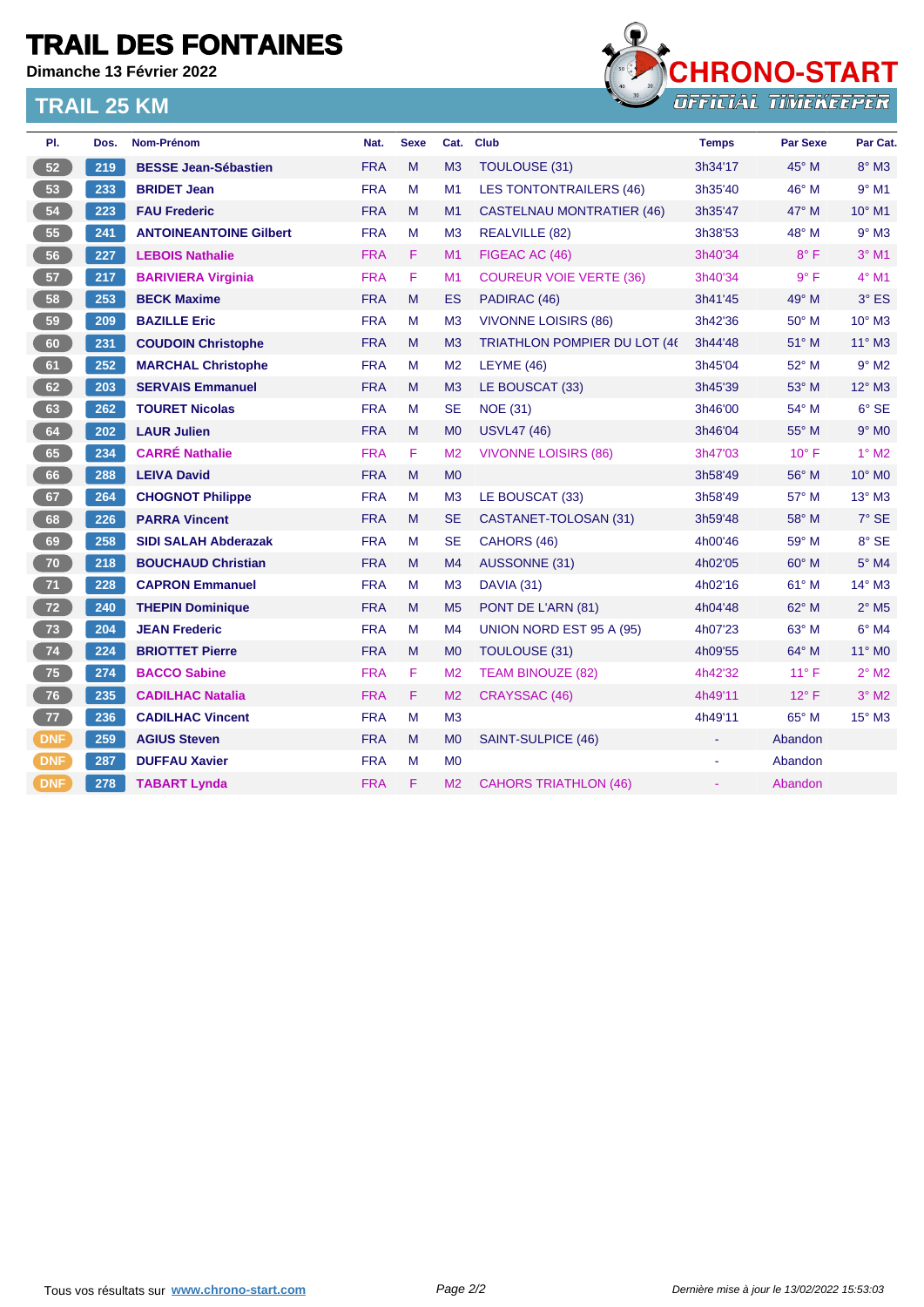# TRAIL DES FONTAINES

**Dimanche 13 Février 2022**

## TRAIL 25 KM

CHRONO-START
OFFICIAL TIMEKEEPER

| Pl. | Dos. | Nom-Prénom | Nat. | Sexe | Cat. | Club | Temps | Par Sexe | Par Cat. |
|---|---|---|---|---|---|---|---|---|---|
| 52 | 219 | **BESSE Jean-Sébastien** | FRA | M | M3 | TOULOUSE (31) | 3h34'17 | 45° M | 8° M3 |
| 53 | 233 | **BRIDET Jean** | FRA | M | M1 | LES TONTONTRAILERS (46) | 3h35'40 | 46° M | 9° M1 |
| 54 | 223 | **FAU Frederic** | FRA | M | M1 | CASTELNAU MONTRATIER (46) | 3h35'47 | 47° M | 10° M1 |
| 55 | 241 | **ANTOINEANTOINE Gilbert** | FRA | M | M3 | REALVILLE (82) | 3h38'53 | 48° M | 9° M3 |
| 56 | 227 | **LEBOIS Nathalie** | FRA | F | M1 | FIGEAC AC (46) | 3h40'34 | 8° F | 3° M1 |
| 57 | 217 | **BARIVIERA Virginia** | FRA | F | M1 | COUREUR VOIE VERTE (36) | 3h40'34 | 9° F | 4° M1 |
| 58 | 253 | **BECK Maxime** | FRA | M | ES | PADIRAC (46) | 3h41'45 | 49° M | 3° ES |
| 59 | 209 | **BAZILLE Eric** | FRA | M | M3 | VIVONNE LOISIRS (86) | 3h42'36 | 50° M | 10° M3 |
| 60 | 231 | **COUDOIN Christophe** | FRA | M | M3 | TRIATHLON POMPIER DU LOT (46 | 3h44'48 | 51° M | 11° M3 |
| 61 | 252 | **MARCHAL Christophe** | FRA | M | M2 | LEYME (46) | 3h45'04 | 52° M | 9° M2 |
| 62 | 203 | **SERVAIS Emmanuel** | FRA | M | M3 | LE BOUSCAT (33) | 3h45'39 | 53° M | 12° M3 |
| 63 | 262 | **TOURET Nicolas** | FRA | M | SE | NOE (31) | 3h46'00 | 54° M | 6° SE |
| 64 | 202 | **LAUR Julien** | FRA | M | M0 | USVL47 (46) | 3h46'04 | 55° M | 9° M0 |
| 65 | 234 | **CARRÉ Nathalie** | FRA | F | M2 | VIVONNE LOISIRS (86) | 3h47'03 | 10° F | 1° M2 |
| 66 | 288 | **LEIVA David** | FRA | M | M0 | | 3h58'49 | 56° M | 10° M0 |
| 67 | 264 | **CHOGNOT Philippe** | FRA | M | M3 | LE BOUSCAT (33) | 3h58'49 | 57° M | 13° M3 |
| 68 | 226 | **PARRA Vincent** | FRA | M | SE | CASTANET-TOLOSAN (31) | 3h59'48 | 58° M | 7° SE |
| 69 | 258 | **SIDI SALAH Abderazak** | FRA | M | SE | CAHORS (46) | 4h00'46 | 59° M | 8° SE |
| 70 | 218 | **BOUCHAUD Christian** | FRA | M | M4 | AUSSONNE (31) | 4h02'05 | 60° M | 5° M4 |
| 71 | 228 | **CAPRON Emmanuel** | FRA | M | M3 | DAVIA (31) | 4h02'16 | 61° M | 14° M3 |
| 72 | 240 | **THEPIN Dominique** | FRA | M | M5 | PONT DE L'ARN (81) | 4h04'48 | 62° M | 2° M5 |
| 73 | 204 | **JEAN Frederic** | FRA | M | M4 | UNION NORD EST 95 A (95) | 4h07'23 | 63° M | 6° M4 |
| 74 | 224 | **BRIOTTET Pierre** | FRA | M | M0 | TOULOUSE (31) | 4h09'55 | 64° M | 11° M0 |
| 75 | 274 | **BACCO Sabine** | FRA | F | M2 | TEAM BINOUZE (82) | 4h42'32 | 11° F | 2° M2 |
| 76 | 235 | **CADILHAC Natalia** | FRA | F | M2 | CRAYSSAC (46) | 4h49'11 | 12° F | 3° M2 |
| 77 | 236 | **CADILHAC Vincent** | FRA | M | M3 | | 4h49'11 | 65° M | 15° M3 |
| DNF | 259 | **AGIUS Steven** | FRA | M | M0 | SAINT-SULPICE (46) | - | Abandon | |
| DNF | 287 | **DUFFAU Xavier** | FRA | M | M0 | | - | Abandon | |
| DNF | 278 | **TABART Lynda** | FRA | F | M2 | CAHORS TRIATHLON (46) | - | Abandon | |

Tous vos résultats sur www.chrono-start.com

*Dernière mise à jour le 13/02/2022 15:53:03*